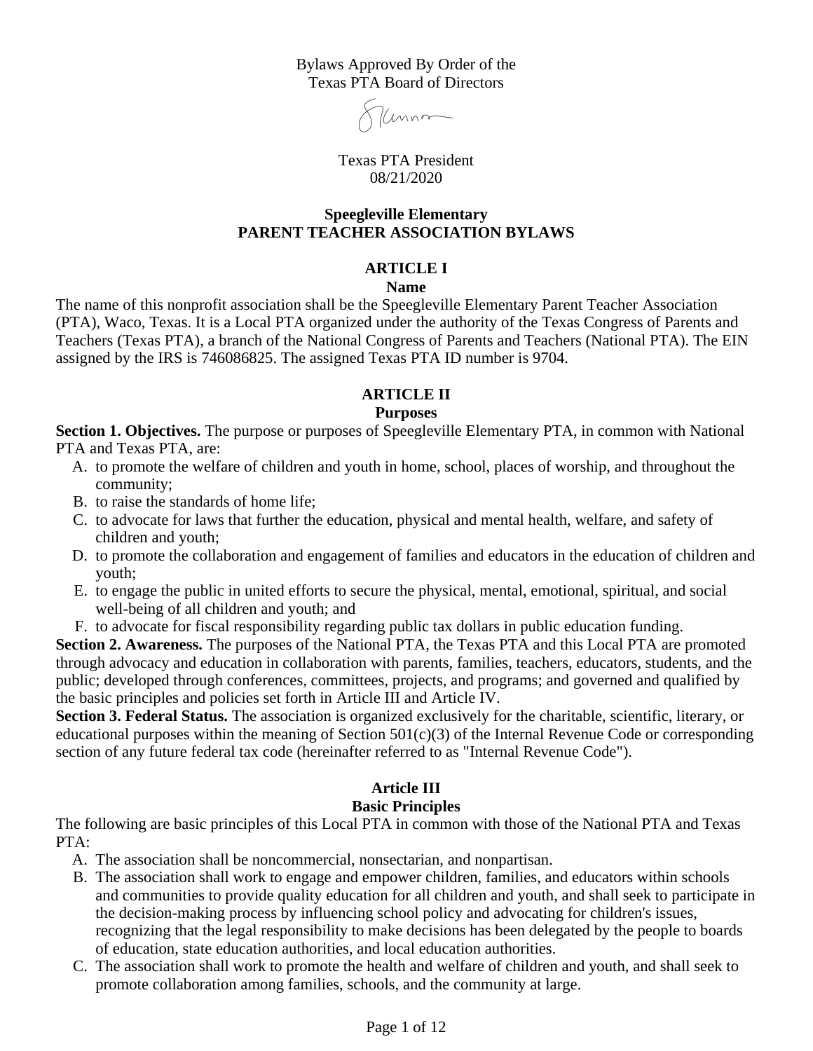Bylaws Approved By Order of the
Texas PTA Board of Directors

Texas PTA President
08/21/2020

# Speegleville Elementary
# PARENT TEACHER ASSOCIATION BYLAWS

## ARTICLE I
## Name

The name of this nonprofit association shall be the Speegleville Elementary Parent Teacher Association (PTA), Waco, Texas. It is a Local PTA organized under the authority of the Texas Congress of Parents and Teachers (Texas PTA), a branch of the National Congress of Parents and Teachers (National PTA). The EIN assigned by the IRS is 746086825. The assigned Texas PTA ID number is 9704.

## ARTICLE II
## Purposes

**Section 1. Objectives.** The purpose or purposes of Speegleville Elementary PTA, in common with National PTA and Texas PTA, are:

A. to promote the welfare of children and youth in home, school, places of worship, and throughout the community;
B. to raise the standards of home life;
C. to advocate for laws that further the education, physical and mental health, welfare, and safety of children and youth;
D. to promote the collaboration and engagement of families and educators in the education of children and youth;
E. to engage the public in united efforts to secure the physical, mental, emotional, spiritual, and social well-being of all children and youth; and
F. to advocate for fiscal responsibility regarding public tax dollars in public education funding.

**Section 2. Awareness.** The purposes of the National PTA, the Texas PTA and this Local PTA are promoted through advocacy and education in collaboration with parents, families, teachers, educators, students, and the public; developed through conferences, committees, projects, and programs; and governed and qualified by the basic principles and policies set forth in Article III and Article IV.

**Section 3. Federal Status.** The association is organized exclusively for the charitable, scientific, literary, or educational purposes within the meaning of Section 501(c)(3) of the Internal Revenue Code or corresponding section of any future federal tax code (hereinafter referred to as "Internal Revenue Code").

## Article III
## Basic Principles

The following are basic principles of this Local PTA in common with those of the National PTA and Texas PTA:

A. The association shall be noncommercial, nonsectarian, and nonpartisan.
B. The association shall work to engage and empower children, families, and educators within schools and communities to provide quality education for all children and youth, and shall seek to participate in the decision-making process by influencing school policy and advocating for children's issues, recognizing that the legal responsibility to make decisions has been delegated by the people to boards of education, state education authorities, and local education authorities.
C. The association shall work to promote the health and welfare of children and youth, and shall seek to promote collaboration among families, schools, and the community at large.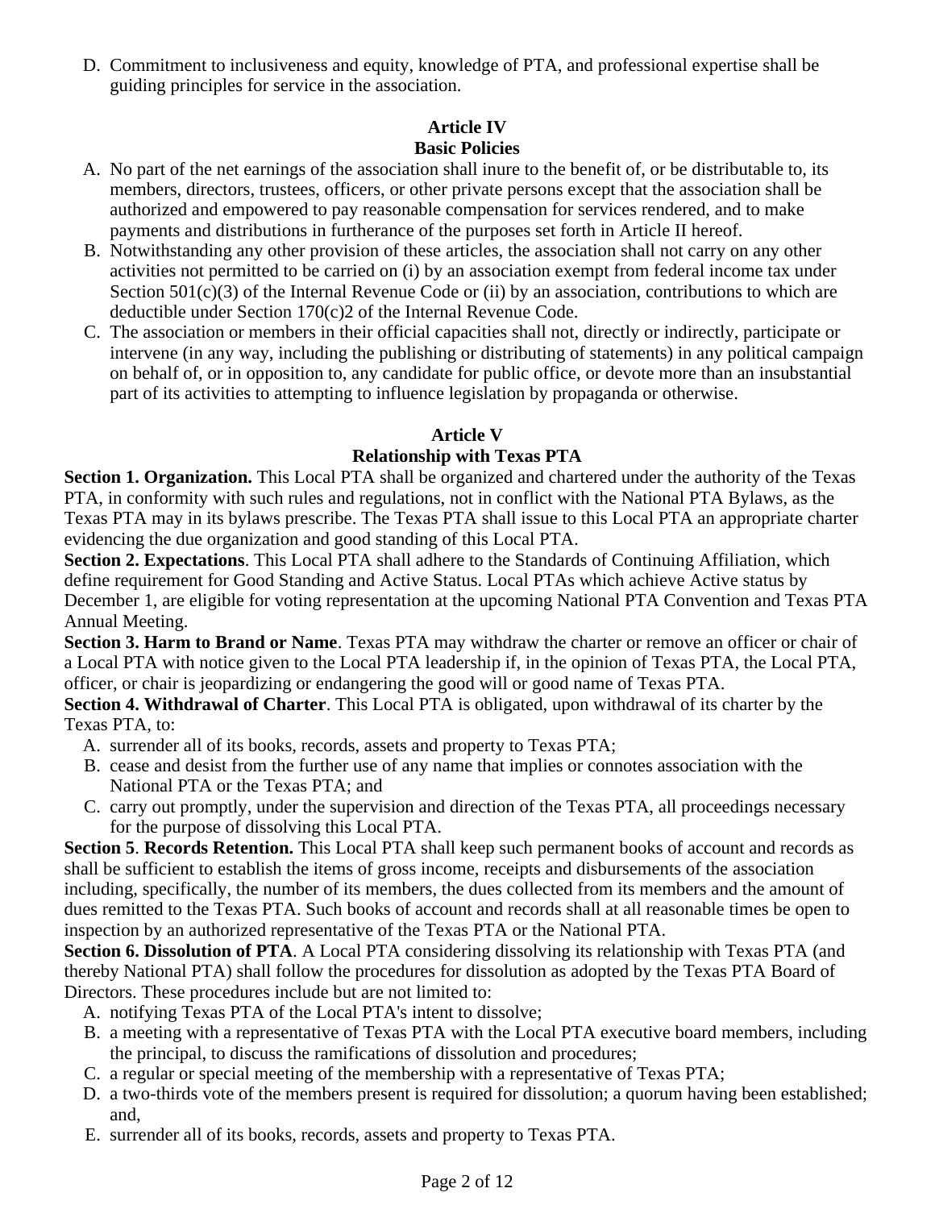D. Commitment to inclusiveness and equity, knowledge of PTA, and professional expertise shall be guiding principles for service in the association.

## Article IV
## Basic Policies

A. No part of the net earnings of the association shall inure to the benefit of, or be distributable to, its members, directors, trustees, officers, or other private persons except that the association shall be authorized and empowered to pay reasonable compensation for services rendered, and to make payments and distributions in furtherance of the purposes set forth in Article II hereof.
B. Notwithstanding any other provision of these articles, the association shall not carry on any other activities not permitted to be carried on (i) by an association exempt from federal income tax under Section 501(c)(3) of the Internal Revenue Code or (ii) by an association, contributions to which are deductible under Section 170(c)2 of the Internal Revenue Code.
C. The association or members in their official capacities shall not, directly or indirectly, participate or intervene (in any way, including the publishing or distributing of statements) in any political campaign on behalf of, or in opposition to, any candidate for public office, or devote more than an insubstantial part of its activities to attempting to influence legislation by propaganda or otherwise.

## Article V
## Relationship with Texas PTA

**Section 1. Organization.** This Local PTA shall be organized and chartered under the authority of the Texas PTA, in conformity with such rules and regulations, not in conflict with the National PTA Bylaws, as the Texas PTA may in its bylaws prescribe. The Texas PTA shall issue to this Local PTA an appropriate charter evidencing the due organization and good standing of this Local PTA.

**Section 2. Expectations**. This Local PTA shall adhere to the Standards of Continuing Affiliation, which define requirement for Good Standing and Active Status. Local PTAs which achieve Active status by December 1, are eligible for voting representation at the upcoming National PTA Convention and Texas PTA Annual Meeting.

**Section 3. Harm to Brand or Name**. Texas PTA may withdraw the charter or remove an officer or chair of a Local PTA with notice given to the Local PTA leadership if, in the opinion of Texas PTA, the Local PTA, officer, or chair is jeopardizing or endangering the good will or good name of Texas PTA.

**Section 4. Withdrawal of Charter**. This Local PTA is obligated, upon withdrawal of its charter by the Texas PTA, to:

A. surrender all of its books, records, assets and property to Texas PTA;
B. cease and desist from the further use of any name that implies or connotes association with the National PTA or the Texas PTA; and
C. carry out promptly, under the supervision and direction of the Texas PTA, all proceedings necessary for the purpose of dissolving this Local PTA.

**Section 5**. **Records Retention.** This Local PTA shall keep such permanent books of account and records as shall be sufficient to establish the items of gross income, receipts and disbursements of the association including, specifically, the number of its members, the dues collected from its members and the amount of dues remitted to the Texas PTA. Such books of account and records shall at all reasonable times be open to inspection by an authorized representative of the Texas PTA or the National PTA.

**Section 6. Dissolution of PTA**. A Local PTA considering dissolving its relationship with Texas PTA (and thereby National PTA) shall follow the procedures for dissolution as adopted by the Texas PTA Board of Directors. These procedures include but are not limited to:

A. notifying Texas PTA of the Local PTA's intent to dissolve;
B. a meeting with a representative of Texas PTA with the Local PTA executive board members, including the principal, to discuss the ramifications of dissolution and procedures;
C. a regular or special meeting of the membership with a representative of Texas PTA;
D. a two-thirds vote of the members present is required for dissolution; a quorum having been established; and,
E. surrender all of its books, records, assets and property to Texas PTA.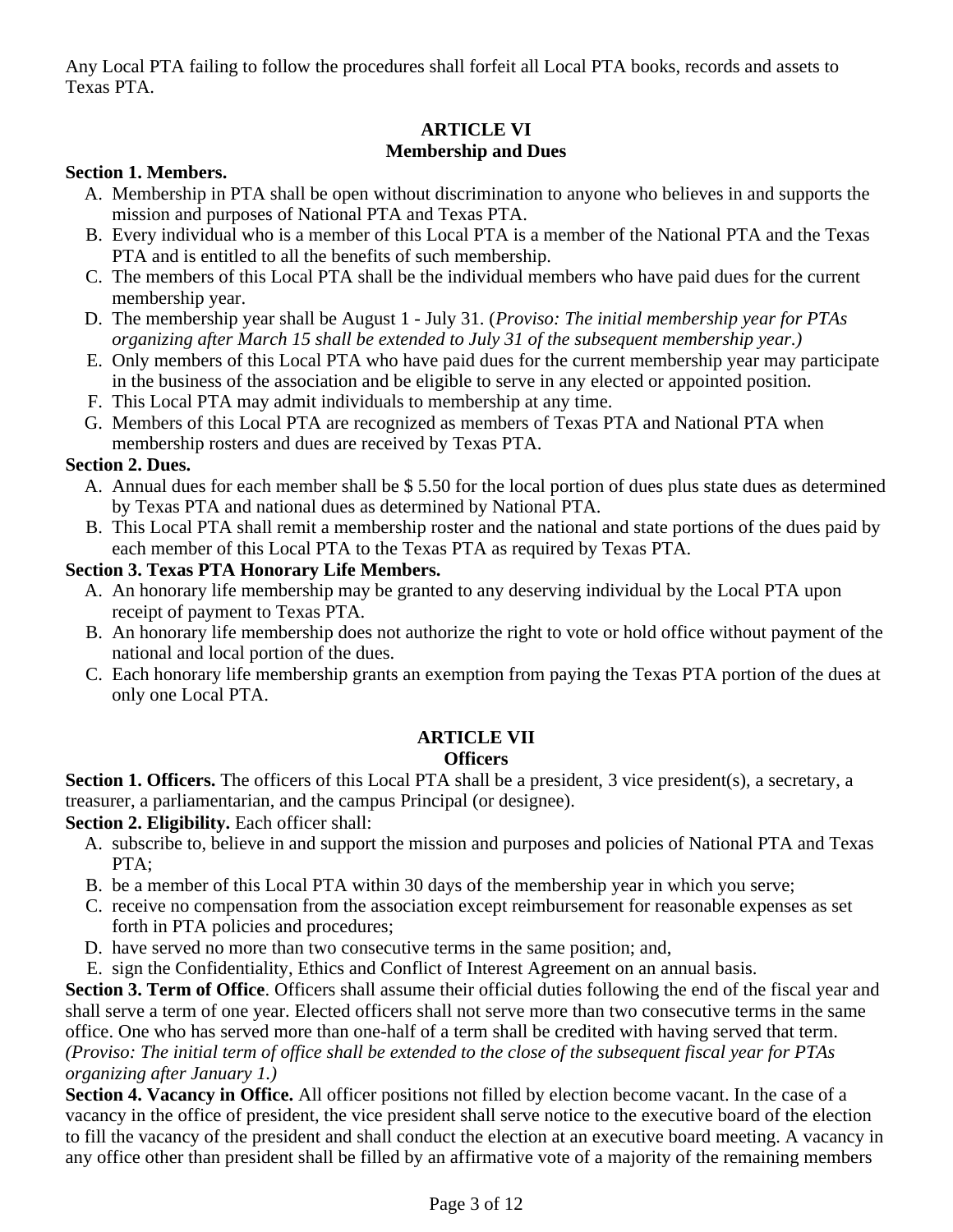Any Local PTA failing to follow the procedures shall forfeit all Local PTA books, records and assets to Texas PTA.

## ARTICLE VI
## Membership and Dues

**Section 1. Members.**

A. Membership in PTA shall be open without discrimination to anyone who believes in and supports the mission and purposes of National PTA and Texas PTA.
B. Every individual who is a member of this Local PTA is a member of the National PTA and the Texas PTA and is entitled to all the benefits of such membership.
C. The members of this Local PTA shall be the individual members who have paid dues for the current membership year.
D. The membership year shall be August 1 - July 31. (*Proviso: The initial membership year for PTAs organizing after March 15 shall be extended to July 31 of the subsequent membership year.)*
E. Only members of this Local PTA who have paid dues for the current membership year may participate in the business of the association and be eligible to serve in any elected or appointed position.
F. This Local PTA may admit individuals to membership at any time.
G. Members of this Local PTA are recognized as members of Texas PTA and National PTA when membership rosters and dues are received by Texas PTA.

**Section 2. Dues.**

A. Annual dues for each member shall be $ 5.50 for the local portion of dues plus state dues as determined by Texas PTA and national dues as determined by National PTA.
B. This Local PTA shall remit a membership roster and the national and state portions of the dues paid by each member of this Local PTA to the Texas PTA as required by Texas PTA.

**Section 3. Texas PTA Honorary Life Members.**

A. An honorary life membership may be granted to any deserving individual by the Local PTA upon receipt of payment to Texas PTA.
B. An honorary life membership does not authorize the right to vote or hold office without payment of the national and local portion of the dues.
C. Each honorary life membership grants an exemption from paying the Texas PTA portion of the dues at only one Local PTA.

## ARTICLE VII
## Officers

**Section 1. Officers.** The officers of this Local PTA shall be a president, 3 vice president(s), a secretary, a treasurer, a parliamentarian, and the campus Principal (or designee).

**Section 2. Eligibility.** Each officer shall:

A. subscribe to, believe in and support the mission and purposes and policies of National PTA and Texas PTA;
B. be a member of this Local PTA within 30 days of the membership year in which you serve;
C. receive no compensation from the association except reimbursement for reasonable expenses as set forth in PTA policies and procedures;
D. have served no more than two consecutive terms in the same position; and,
E. sign the Confidentiality, Ethics and Conflict of Interest Agreement on an annual basis.

**Section 3. Term of Office**. Officers shall assume their official duties following the end of the fiscal year and shall serve a term of one year. Elected officers shall not serve more than two consecutive terms in the same office. One who has served more than one-half of a term shall be credited with having served that term. *(Proviso: The initial term of office shall be extended to the close of the subsequent fiscal year for PTAs organizing after January 1.)*

**Section 4. Vacancy in Office.** All officer positions not filled by election become vacant. In the case of a vacancy in the office of president, the vice president shall serve notice to the executive board of the election to fill the vacancy of the president and shall conduct the election at an executive board meeting. A vacancy in any office other than president shall be filled by an affirmative vote of a majority of the remaining members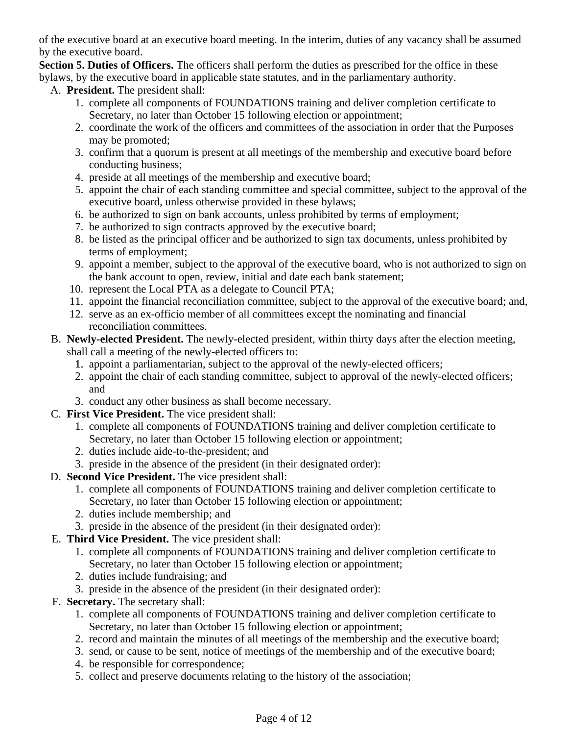of the executive board at an executive board meeting. In the interim, duties of any vacancy shall be assumed by the executive board.

**Section 5. Duties of Officers.** The officers shall perform the duties as prescribed for the office in these bylaws, by the executive board in applicable state statutes, and in the parliamentary authority.

A. **President.** The president shall:
   1. complete all components of FOUNDATIONS training and deliver completion certificate to Secretary, no later than October 15 following election or appointment;
   2. coordinate the work of the officers and committees of the association in order that the Purposes may be promoted;
   3. confirm that a quorum is present at all meetings of the membership and executive board before conducting business;
   4. preside at all meetings of the membership and executive board;
   5. appoint the chair of each standing committee and special committee, subject to the approval of the executive board, unless otherwise provided in these bylaws;
   6. be authorized to sign on bank accounts, unless prohibited by terms of employment;
   7. be authorized to sign contracts approved by the executive board;
   8. be listed as the principal officer and be authorized to sign tax documents, unless prohibited by terms of employment;
   9. appoint a member, subject to the approval of the executive board, who is not authorized to sign on the bank account to open, review, initial and date each bank statement;
   10. represent the Local PTA as a delegate to Council PTA;
   11. appoint the financial reconciliation committee, subject to the approval of the executive board; and,
   12. serve as an ex-officio member of all committees except the nominating and financial reconciliation committees.

B. **Newly-elected President.** The newly-elected president, within thirty days after the election meeting, shall call a meeting of the newly-elected officers to:
   1. appoint a parliamentarian, subject to the approval of the newly-elected officers;
   2. appoint the chair of each standing committee, subject to approval of the newly-elected officers; and
   3. conduct any other business as shall become necessary.

C. **First Vice President.** The vice president shall:
   1. complete all components of FOUNDATIONS training and deliver completion certificate to Secretary, no later than October 15 following election or appointment;
   2. duties include aide-to-the-president; and
   3. preside in the absence of the president (in their designated order):

D. **Second Vice President.** The vice president shall:
   1. complete all components of FOUNDATIONS training and deliver completion certificate to Secretary, no later than October 15 following election or appointment;
   2. duties include membership; and
   3. preside in the absence of the president (in their designated order):

E. **Third Vice President.** The vice president shall:
   1. complete all components of FOUNDATIONS training and deliver completion certificate to Secretary, no later than October 15 following election or appointment;
   2. duties include fundraising; and
   3. preside in the absence of the president (in their designated order):

F. **Secretary.** The secretary shall:
   1. complete all components of FOUNDATIONS training and deliver completion certificate to Secretary, no later than October 15 following election or appointment;
   2. record and maintain the minutes of all meetings of the membership and the executive board;
   3. send, or cause to be sent, notice of meetings of the membership and of the executive board;
   4. be responsible for correspondence;
   5. collect and preserve documents relating to the history of the association;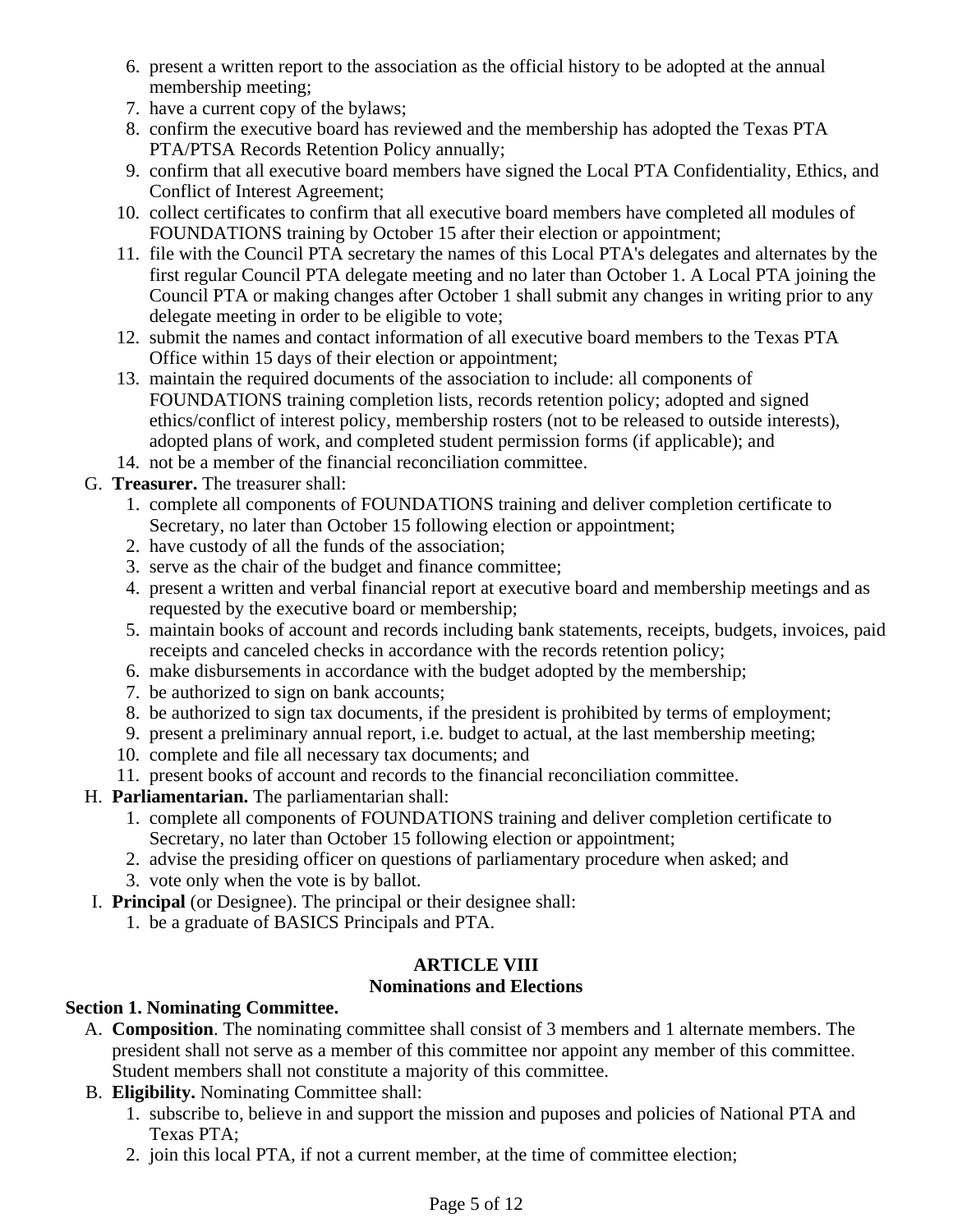6. present a written report to the association as the official history to be adopted at the annual membership meeting;
7. have a current copy of the bylaws;
8. confirm the executive board has reviewed and the membership has adopted the Texas PTA PTA/PTSA Records Retention Policy annually;
9. confirm that all executive board members have signed the Local PTA Confidentiality, Ethics, and Conflict of Interest Agreement;
10. collect certificates to confirm that all executive board members have completed all modules of FOUNDATIONS training by October 15 after their election or appointment;
11. file with the Council PTA secretary the names of this Local PTA's delegates and alternates by the first regular Council PTA delegate meeting and no later than October 1. A Local PTA joining the Council PTA or making changes after October 1 shall submit any changes in writing prior to any delegate meeting in order to be eligible to vote;
12. submit the names and contact information of all executive board members to the Texas PTA Office within 15 days of their election or appointment;
13. maintain the required documents of the association to include: all components of FOUNDATIONS training completion lists, records retention policy; adopted and signed ethics/conflict of interest policy, membership rosters (not to be released to outside interests), adopted plans of work, and completed student permission forms (if applicable); and
14. not be a member of the financial reconciliation committee.

G. **Treasurer.** The treasurer shall:
   1. complete all components of FOUNDATIONS training and deliver completion certificate to Secretary, no later than October 15 following election or appointment;
   2. have custody of all the funds of the association;
   3. serve as the chair of the budget and finance committee;
   4. present a written and verbal financial report at executive board and membership meetings and as requested by the executive board or membership;
   5. maintain books of account and records including bank statements, receipts, budgets, invoices, paid receipts and canceled checks in accordance with the records retention policy;
   6. make disbursements in accordance with the budget adopted by the membership;
   7. be authorized to sign on bank accounts;
   8. be authorized to sign tax documents, if the president is prohibited by terms of employment;
   9. present a preliminary annual report, i.e. budget to actual, at the last membership meeting;
   10. complete and file all necessary tax documents; and
   11. present books of account and records to the financial reconciliation committee.

H. **Parliamentarian.** The parliamentarian shall:
   1. complete all components of FOUNDATIONS training and deliver completion certificate to Secretary, no later than October 15 following election or appointment;
   2. advise the presiding officer on questions of parliamentary procedure when asked; and
   3. vote only when the vote is by ballot.

I. **Principal** (or Designee). The principal or their designee shall:
   1. be a graduate of BASICS Principals and PTA.

## ARTICLE VIII
## Nominations and Elections

**Section 1. Nominating Committee.**

A. **Composition**. The nominating committee shall consist of 3 members and 1 alternate members. The president shall not serve as a member of this committee nor appoint any member of this committee. Student members shall not constitute a majority of this committee.

B. **Eligibility.** Nominating Committee shall:
   1. subscribe to, believe in and support the mission and puposes and policies of National PTA and Texas PTA;
   2. join this local PTA, if not a current member, at the time of committee election;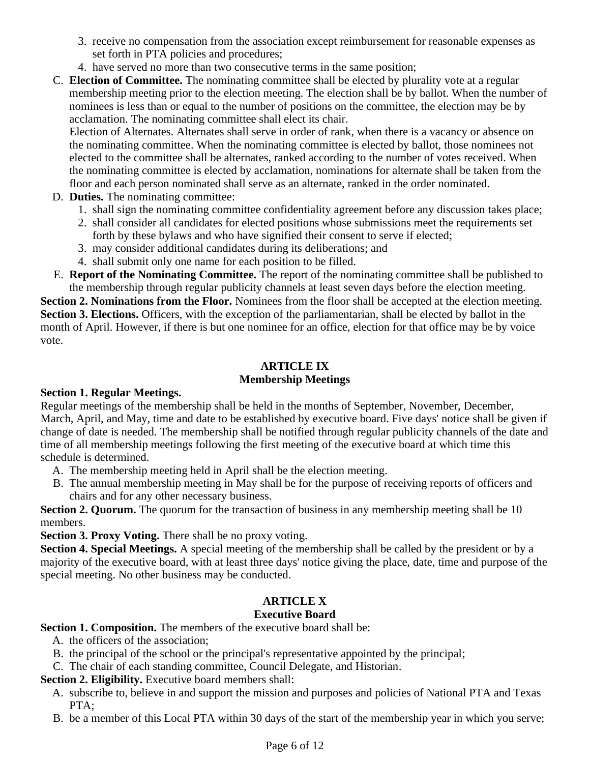3. receive no compensation from the association except reimbursement for reasonable expenses as set forth in PTA policies and procedures;
4. have served no more than two consecutive terms in the same position;

C. **Election of Committee.** The nominating committee shall be elected by plurality vote at a regular membership meeting prior to the election meeting. The election shall be by ballot. When the number of nominees is less than or equal to the number of positions on the committee, the election may be by acclamation. The nominating committee shall elect its chair.
Election of Alternates. Alternates shall serve in order of rank, when there is a vacancy or absence on the nominating committee. When the nominating committee is elected by ballot, those nominees not elected to the committee shall be alternates, ranked according to the number of votes received. When the nominating committee is elected by acclamation, nominations for alternate shall be taken from the floor and each person nominated shall serve as an alternate, ranked in the order nominated.

D. **Duties.** The nominating committee:
1. shall sign the nominating committee confidentiality agreement before any discussion takes place;
2. shall consider all candidates for elected positions whose submissions meet the requirements set forth by these bylaws and who have signified their consent to serve if elected;
3. may consider additional candidates during its deliberations; and
4. shall submit only one name for each position to be filled.

E. **Report of the Nominating Committee.** The report of the nominating committee shall be published to the membership through regular publicity channels at least seven days before the election meeting.

**Section 2. Nominations from the Floor.** Nominees from the floor shall be accepted at the election meeting.

**Section 3. Elections.** Officers, with the exception of the parliamentarian, shall be elected by ballot in the month of April. However, if there is but one nominee for an office, election for that office may be by voice vote.

## ARTICLE IX
## Membership Meetings

**Section 1. Regular Meetings.**
Regular meetings of the membership shall be held in the months of September, November, December, March, April, and May, time and date to be established by executive board. Five days' notice shall be given if change of date is needed. The membership shall be notified through regular publicity channels of the date and time of all membership meetings following the first meeting of the executive board at which time this schedule is determined.

A. The membership meeting held in April shall be the election meeting.
B. The annual membership meeting in May shall be for the purpose of receiving reports of officers and chairs and for any other necessary business.

**Section 2. Quorum.** The quorum for the transaction of business in any membership meeting shall be 10 members.

**Section 3. Proxy Voting.** There shall be no proxy voting.

**Section 4. Special Meetings.** A special meeting of the membership shall be called by the president or by a majority of the executive board, with at least three days' notice giving the place, date, time and purpose of the special meeting. No other business may be conducted.

## ARTICLE X
## Executive Board

**Section 1. Composition.** The members of the executive board shall be:

A. the officers of the association;
B. the principal of the school or the principal's representative appointed by the principal;
C. The chair of each standing committee, Council Delegate, and Historian.

**Section 2. Eligibility.** Executive board members shall:

A. subscribe to, believe in and support the mission and purposes and policies of National PTA and Texas PTA;
B. be a member of this Local PTA within 30 days of the start of the membership year in which you serve;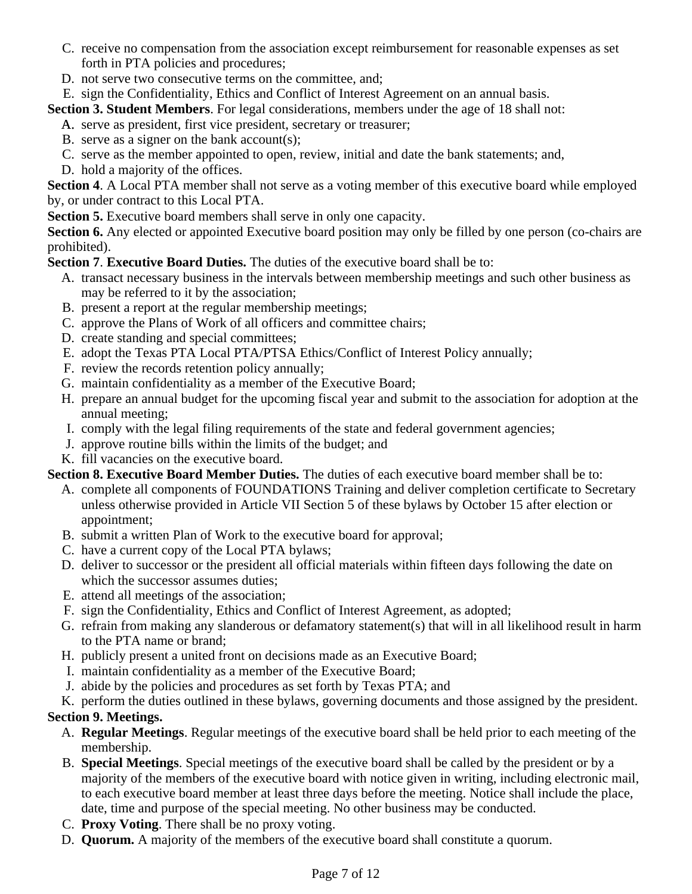C. receive no compensation from the association except reimbursement for reasonable expenses as set forth in PTA policies and procedures;
D. not serve two consecutive terms on the committee, and;
E. sign the Confidentiality, Ethics and Conflict of Interest Agreement on an annual basis.

**Section 3. Student Members**. For legal considerations, members under the age of 18 shall not:

A. serve as president, first vice president, secretary or treasurer;
B. serve as a signer on the bank account(s);
C. serve as the member appointed to open, review, initial and date the bank statements; and,
D. hold a majority of the offices.

**Section 4**. A Local PTA member shall not serve as a voting member of this executive board while employed by, or under contract to this Local PTA.

**Section 5.** Executive board members shall serve in only one capacity.

**Section 6.** Any elected or appointed Executive board position may only be filled by one person (co-chairs are prohibited).

**Section 7**. **Executive Board Duties.** The duties of the executive board shall be to:

A. transact necessary business in the intervals between membership meetings and such other business as may be referred to it by the association;
B. present a report at the regular membership meetings;
C. approve the Plans of Work of all officers and committee chairs;
D. create standing and special committees;
E. adopt the Texas PTA Local PTA/PTSA Ethics/Conflict of Interest Policy annually;
F. review the records retention policy annually;
G. maintain confidentiality as a member of the Executive Board;
H. prepare an annual budget for the upcoming fiscal year and submit to the association for adoption at the annual meeting;
I. comply with the legal filing requirements of the state and federal government agencies;
J. approve routine bills within the limits of the budget; and
K. fill vacancies on the executive board.

**Section 8. Executive Board Member Duties.** The duties of each executive board member shall be to:

A. complete all components of FOUNDATIONS Training and deliver completion certificate to Secretary unless otherwise provided in Article VII Section 5 of these bylaws by October 15 after election or appointment;
B. submit a written Plan of Work to the executive board for approval;
C. have a current copy of the Local PTA bylaws;
D. deliver to successor or the president all official materials within fifteen days following the date on which the successor assumes duties;
E. attend all meetings of the association;
F. sign the Confidentiality, Ethics and Conflict of Interest Agreement, as adopted;
G. refrain from making any slanderous or defamatory statement(s) that will in all likelihood result in harm to the PTA name or brand;
H. publicly present a united front on decisions made as an Executive Board;
I. maintain confidentiality as a member of the Executive Board;
J. abide by the policies and procedures as set forth by Texas PTA; and
K. perform the duties outlined in these bylaws, governing documents and those assigned by the president.

**Section 9. Meetings.**

A. **Regular Meetings**. Regular meetings of the executive board shall be held prior to each meeting of the membership.
B. **Special Meetings**. Special meetings of the executive board shall be called by the president or by a majority of the members of the executive board with notice given in writing, including electronic mail, to each executive board member at least three days before the meeting. Notice shall include the place, date, time and purpose of the special meeting. No other business may be conducted.
C. **Proxy Voting**. There shall be no proxy voting.
D. **Quorum.** A majority of the members of the executive board shall constitute a quorum.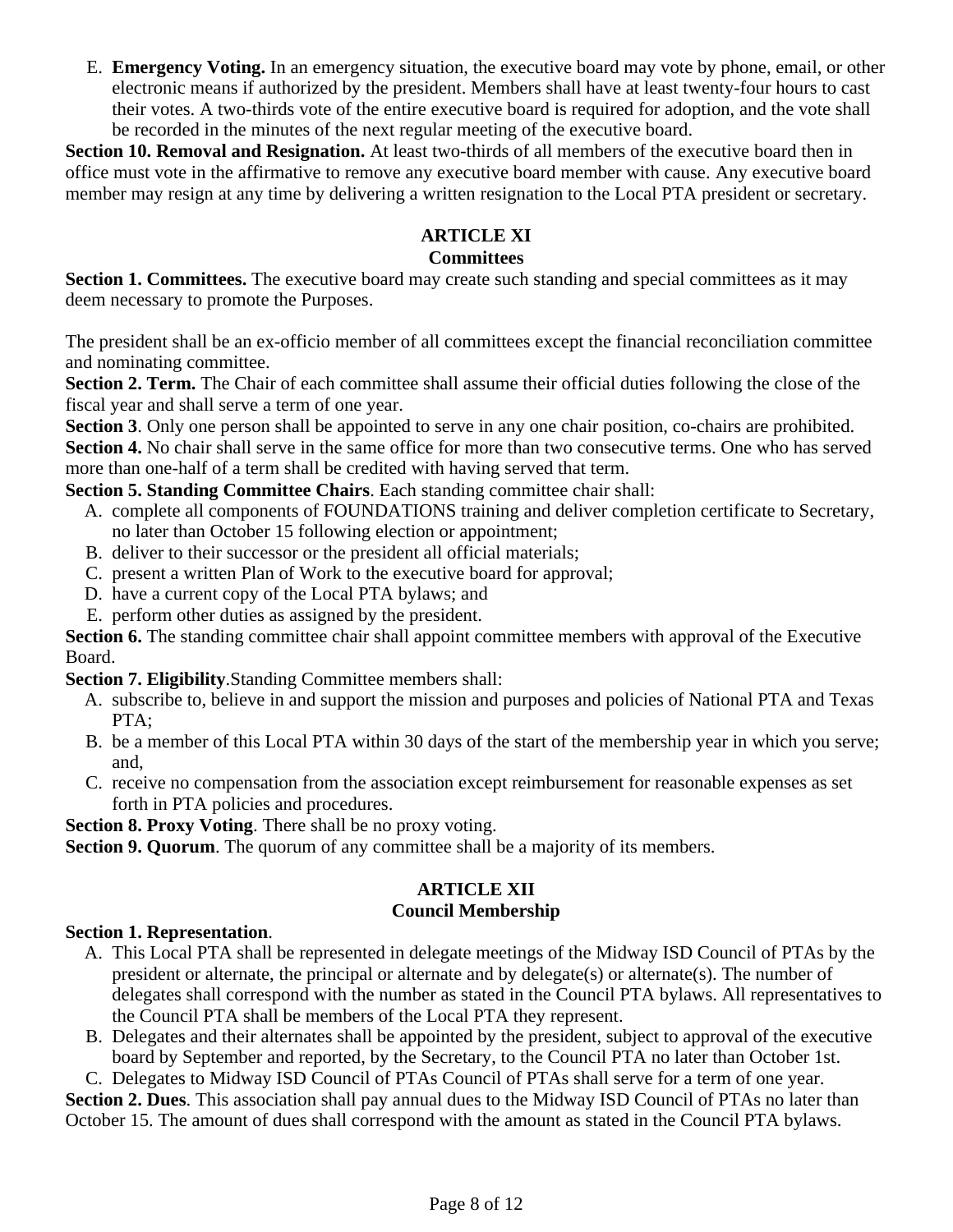E. **Emergency Voting.** In an emergency situation, the executive board may vote by phone, email, or other electronic means if authorized by the president. Members shall have at least twenty-four hours to cast their votes. A two-thirds vote of the entire executive board is required for adoption, and the vote shall be recorded in the minutes of the next regular meeting of the executive board.

**Section 10. Removal and Resignation.** At least two-thirds of all members of the executive board then in office must vote in the affirmative to remove any executive board member with cause. Any executive board member may resign at any time by delivering a written resignation to the Local PTA president or secretary.

## ARTICLE XI
## Committees

**Section 1. Committees.** The executive board may create such standing and special committees as it may deem necessary to promote the Purposes.

The president shall be an ex-officio member of all committees except the financial reconciliation committee and nominating committee.

**Section 2. Term.** The Chair of each committee shall assume their official duties following the close of the fiscal year and shall serve a term of one year.

**Section 3**. Only one person shall be appointed to serve in any one chair position, co-chairs are prohibited.

**Section 4.** No chair shall serve in the same office for more than two consecutive terms. One who has served more than one-half of a term shall be credited with having served that term.

**Section 5. Standing Committee Chairs**. Each standing committee chair shall:

A. complete all components of FOUNDATIONS training and deliver completion certificate to Secretary, no later than October 15 following election or appointment;
B. deliver to their successor or the president all official materials;
C. present a written Plan of Work to the executive board for approval;
D. have a current copy of the Local PTA bylaws; and
E. perform other duties as assigned by the president.

**Section 6.** The standing committee chair shall appoint committee members with approval of the Executive Board.

**Section 7. Eligibility**.Standing Committee members shall:

A. subscribe to, believe in and support the mission and purposes and policies of National PTA and Texas PTA;
B. be a member of this Local PTA within 30 days of the start of the membership year in which you serve; and,
C. receive no compensation from the association except reimbursement for reasonable expenses as set forth in PTA policies and procedures.

**Section 8. Proxy Voting**. There shall be no proxy voting.

**Section 9. Quorum**. The quorum of any committee shall be a majority of its members.

## ARTICLE XII
## Council Membership

**Section 1. Representation**.

A. This Local PTA shall be represented in delegate meetings of the Midway ISD Council of PTAs by the president or alternate, the principal or alternate and by delegate(s) or alternate(s). The number of delegates shall correspond with the number as stated in the Council PTA bylaws. All representatives to the Council PTA shall be members of the Local PTA they represent.
B. Delegates and their alternates shall be appointed by the president, subject to approval of the executive board by September and reported, by the Secretary, to the Council PTA no later than October 1st.
C. Delegates to Midway ISD Council of PTAs Council of PTAs shall serve for a term of one year.

**Section 2. Dues**. This association shall pay annual dues to the Midway ISD Council of PTAs no later than October 15. The amount of dues shall correspond with the amount as stated in the Council PTA bylaws.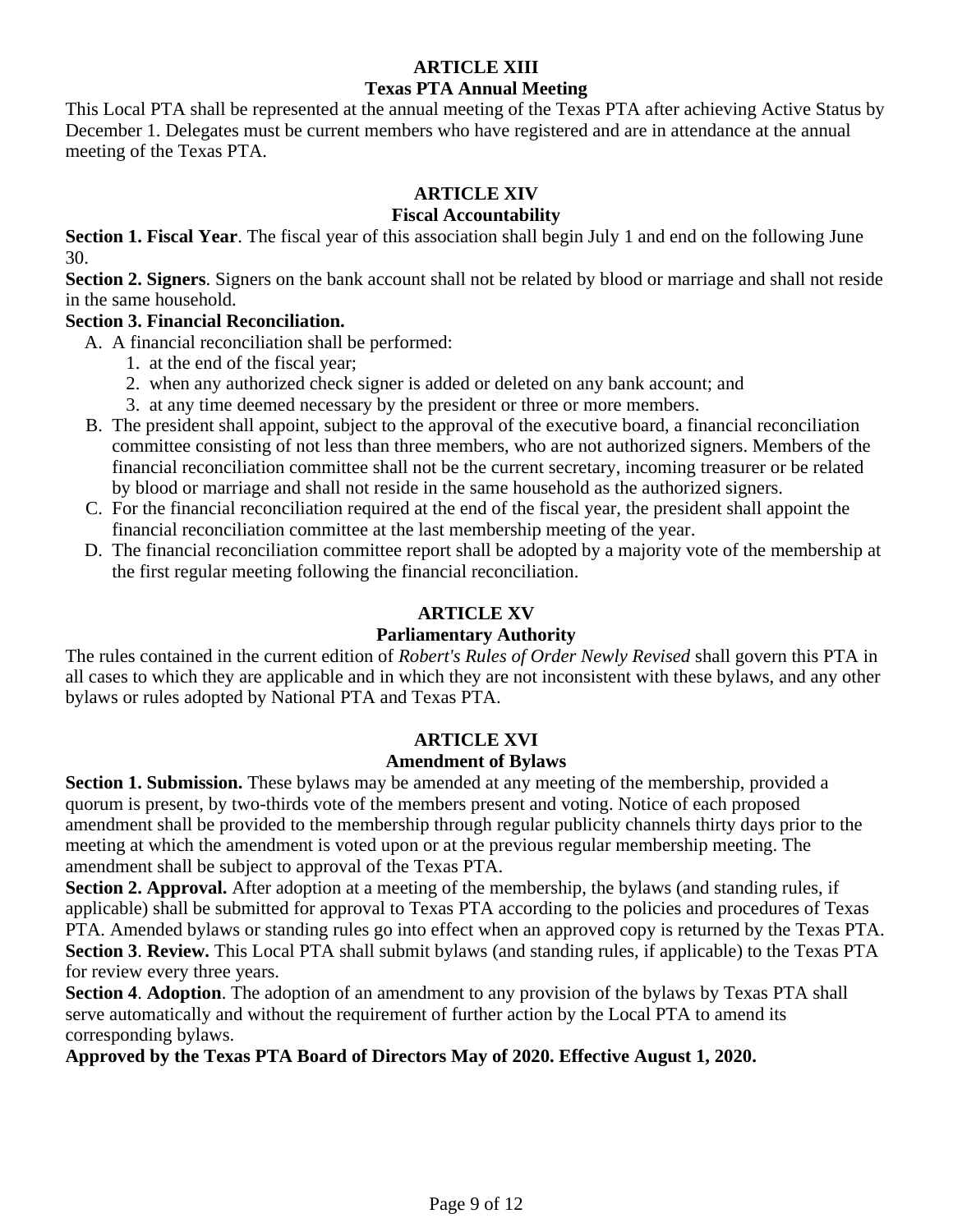## ARTICLE XIII
## Texas PTA Annual Meeting

This Local PTA shall be represented at the annual meeting of the Texas PTA after achieving Active Status by December 1. Delegates must be current members who have registered and are in attendance at the annual meeting of the Texas PTA.

## ARTICLE XIV
## Fiscal Accountability

**Section 1. Fiscal Year**. The fiscal year of this association shall begin July 1 and end on the following June 30.

**Section 2. Signers**. Signers on the bank account shall not be related by blood or marriage and shall not reside in the same household.

**Section 3. Financial Reconciliation.**

A. A financial reconciliation shall be performed:
   1. at the end of the fiscal year;
   2. when any authorized check signer is added or deleted on any bank account; and
   3. at any time deemed necessary by the president or three or more members.

B. The president shall appoint, subject to the approval of the executive board, a financial reconciliation committee consisting of not less than three members, who are not authorized signers. Members of the financial reconciliation committee shall not be the current secretary, incoming treasurer or be related by blood or marriage and shall not reside in the same household as the authorized signers.

C. For the financial reconciliation required at the end of the fiscal year, the president shall appoint the financial reconciliation committee at the last membership meeting of the year.

D. The financial reconciliation committee report shall be adopted by a majority vote of the membership at the first regular meeting following the financial reconciliation.

## ARTICLE XV
## Parliamentary Authority

The rules contained in the current edition of *Robert's Rules of Order Newly Revised* shall govern this PTA in all cases to which they are applicable and in which they are not inconsistent with these bylaws, and any other bylaws or rules adopted by National PTA and Texas PTA.

## ARTICLE XVI
## Amendment of Bylaws

**Section 1. Submission.** These bylaws may be amended at any meeting of the membership, provided a quorum is present, by two-thirds vote of the members present and voting. Notice of each proposed amendment shall be provided to the membership through regular publicity channels thirty days prior to the meeting at which the amendment is voted upon or at the previous regular membership meeting. The amendment shall be subject to approval of the Texas PTA.

**Section 2. Approval.** After adoption at a meeting of the membership, the bylaws (and standing rules, if applicable) shall be submitted for approval to Texas PTA according to the policies and procedures of Texas PTA. Amended bylaws or standing rules go into effect when an approved copy is returned by the Texas PTA.

**Section 3**. **Review.** This Local PTA shall submit bylaws (and standing rules, if applicable) to the Texas PTA for review every three years.

**Section 4**. **Adoption**. The adoption of an amendment to any provision of the bylaws by Texas PTA shall serve automatically and without the requirement of further action by the Local PTA to amend its corresponding bylaws.

**Approved by the Texas PTA Board of Directors May of 2020. Effective August 1, 2020.**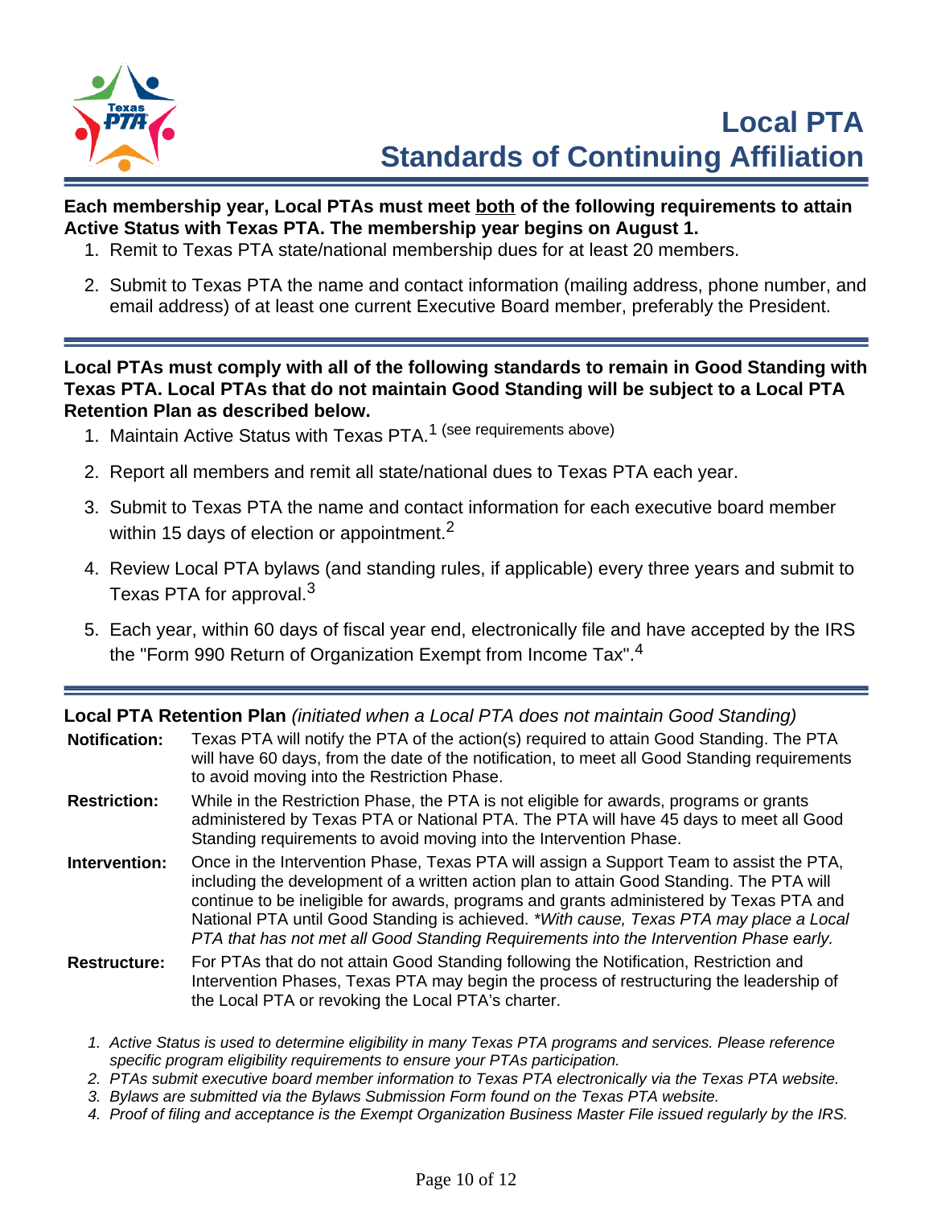# Local PTA Standards of Continuing Affiliation

**Each membership year, Local PTAs must meet both of the following requirements to attain Active Status with Texas PTA. The membership year begins on August 1.**

1. Remit to Texas PTA state/national membership dues for at least 20 members.
2. Submit to Texas PTA the name and contact information (mailing address, phone number, and email address) of at least one current Executive Board member, preferably the President.

---

**Local PTAs must comply with all of the following standards to remain in Good Standing with Texas PTA. Local PTAs that do not maintain Good Standing will be subject to a Local PTA Retention Plan as described below.**

1. Maintain Active Status with Texas PTA.[1] (see requirements above)
2. Report all members and remit all state/national dues to Texas PTA each year.
3. Submit to Texas PTA the name and contact information for each executive board member within 15 days of election or appointment.[2]
4. Review Local PTA bylaws (and standing rules, if applicable) every three years and submit to Texas PTA for approval.[3]
5. Each year, within 60 days of fiscal year end, electronically file and have accepted by the IRS the "Form 990 Return of Organization Exempt from Income Tax".[4]

---

**Local PTA Retention Plan** *(initiated when a Local PTA does not maintain Good Standing)*

**Notification:** Texas PTA will notify the PTA of the action(s) required to attain Good Standing. The PTA will have 60 days, from the date of the notification, to meet all Good Standing requirements to avoid moving into the Restriction Phase.

**Restriction:** While in the Restriction Phase, the PTA is not eligible for awards, programs or grants administered by Texas PTA or National PTA. The PTA will have 45 days to meet all Good Standing requirements to avoid moving into the Intervention Phase.

**Intervention:** Once in the Intervention Phase, Texas PTA will assign a Support Team to assist the PTA, including the development of a written action plan to attain Good Standing. The PTA will continue to be ineligible for awards, programs and grants administered by Texas PTA and National PTA until Good Standing is achieved. *\*With cause, Texas PTA may place a Local PTA that has not met all Good Standing Requirements into the Intervention Phase early.*

**Restructure:** For PTAs that do not attain Good Standing following the Notification, Restriction and Intervention Phases, Texas PTA may begin the process of restructuring the leadership of the Local PTA or revoking the Local PTA's charter.

1. *Active Status is used to determine eligibility in many Texas PTA programs and services. Please reference specific program eligibility requirements to ensure your PTAs participation.*
2. *PTAs submit executive board member information to Texas PTA electronically via the Texas PTA website.*
3. *Bylaws are submitted via the Bylaws Submission Form found on the Texas PTA website.*
4. *Proof of filing and acceptance is the Exempt Organization Business Master File issued regularly by the IRS.*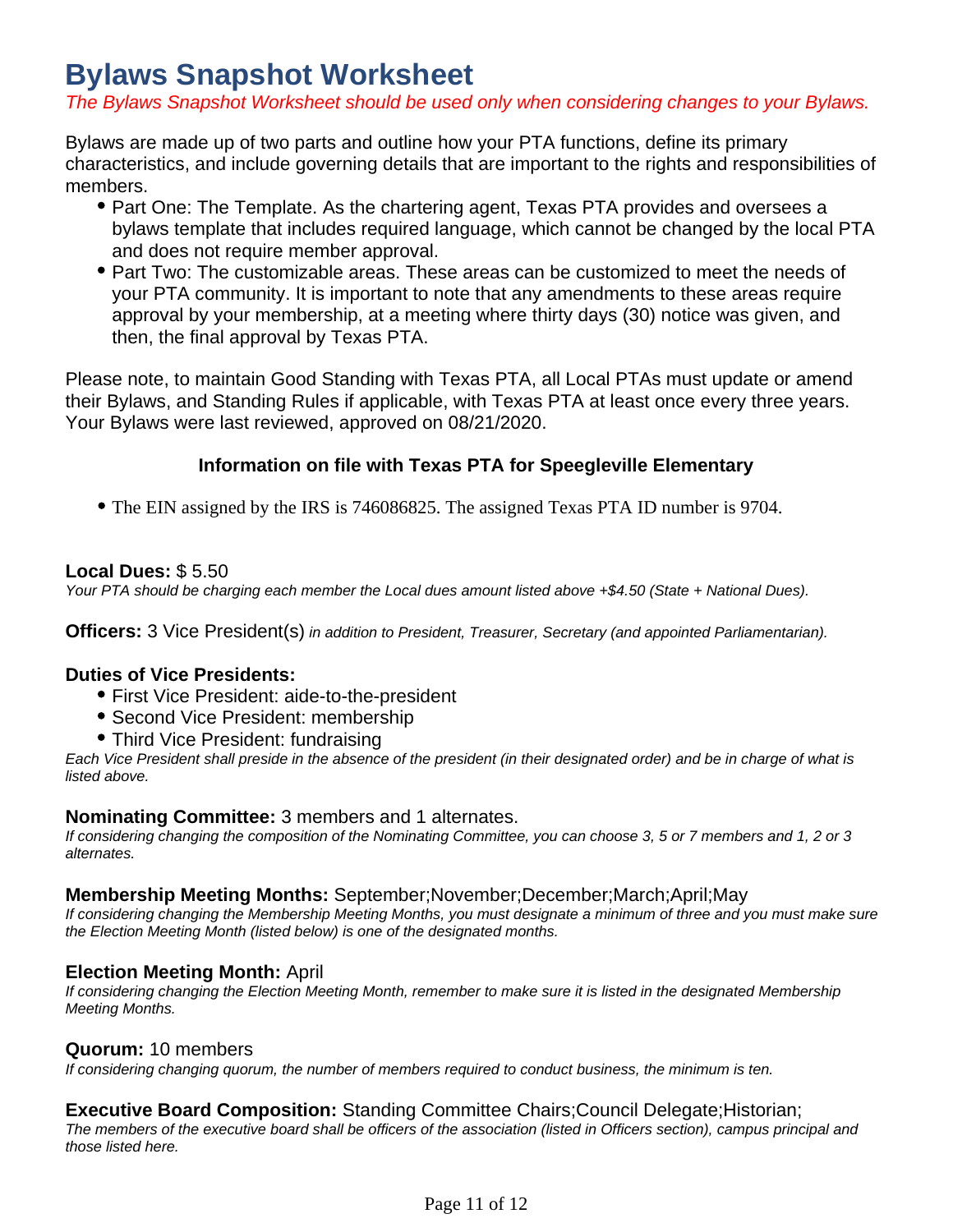# Bylaws Snapshot Worksheet

*The Bylaws Snapshot Worksheet should be used only when considering changes to your Bylaws.*

Bylaws are made up of two parts and outline how your PTA functions, define its primary characteristics, and include governing details that are important to the rights and responsibilities of members.

- Part One: The Template. As the chartering agent, Texas PTA provides and oversees a bylaws template that includes required language, which cannot be changed by the local PTA and does not require member approval.
- Part Two: The customizable areas. These areas can be customized to meet the needs of your PTA community. It is important to note that any amendments to these areas require approval by your membership, at a meeting where thirty days (30) notice was given, and then, the final approval by Texas PTA.

Please note, to maintain Good Standing with Texas PTA, all Local PTAs must update or amend their Bylaws, and Standing Rules if applicable, with Texas PTA at least once every three years. Your Bylaws were last reviewed, approved on 08/21/2020.

**Information on file with Texas PTA for Speegleville Elementary**

- The EIN assigned by the IRS is 746086825. The assigned Texas PTA ID number is 9704.

**Local Dues:** $ 5.50
*Your PTA should be charging each member the Local dues amount listed above +$4.50 (State + National Dues).*

**Officers:** 3 Vice President(s) *in addition to President, Treasurer, Secretary (and appointed Parliamentarian).*

**Duties of Vice Presidents:**

- First Vice President: aide-to-the-president
- Second Vice President: membership
- Third Vice President: fundraising

*Each Vice President shall preside in the absence of the president (in their designated order) and be in charge of what is listed above.*

**Nominating Committee:** 3 members and 1 alternates.
*If considering changing the composition of the Nominating Committee, you can choose 3, 5 or 7 members and 1, 2 or 3 alternates.*

**Membership Meeting Months:** September;November;December;March;April;May
*If considering changing the Membership Meeting Months, you must designate a minimum of three and you must make sure the Election Meeting Month (listed below) is one of the designated months.*

**Election Meeting Month:** April
*If considering changing the Election Meeting Month, remember to make sure it is listed in the designated Membership Meeting Months.*

**Quorum:** 10 members
*If considering changing quorum, the number of members required to conduct business, the minimum is ten.*

**Executive Board Composition:** Standing Committee Chairs;Council Delegate;Historian;
*The members of the executive board shall be officers of the association (listed in Officers section), campus principal and those listed here.*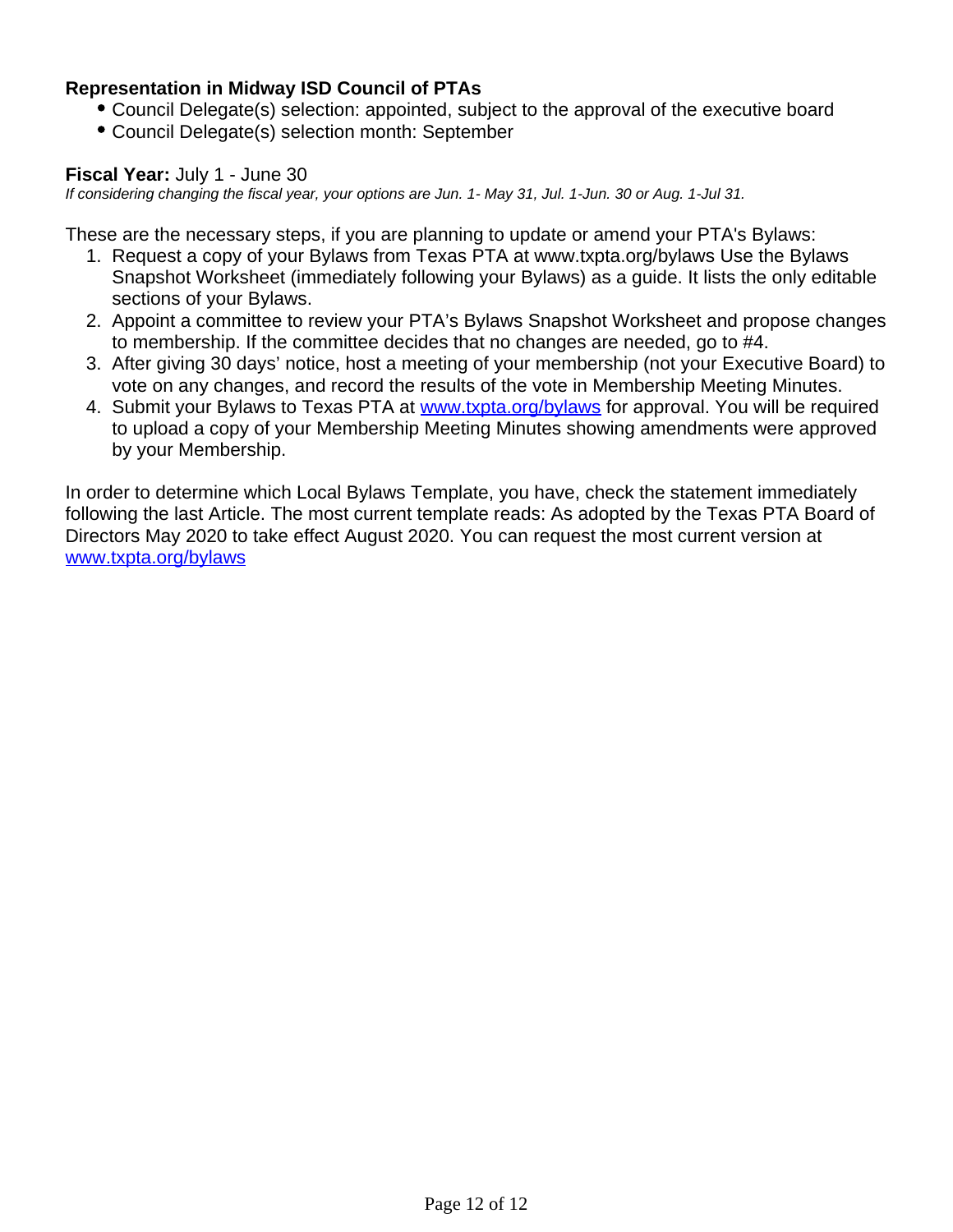**Representation in Midway ISD Council of PTAs**

- Council Delegate(s) selection: appointed, subject to the approval of the executive board
- Council Delegate(s) selection month: September

**Fiscal Year:** July 1 - June 30

*If considering changing the fiscal year, your options are Jun. 1- May 31, Jul. 1-Jun. 30 or Aug. 1-Jul 31.*

These are the necessary steps, if you are planning to update or amend your PTA's Bylaws:

1. Request a copy of your Bylaws from Texas PTA at www.txpta.org/bylaws Use the Bylaws Snapshot Worksheet (immediately following your Bylaws) as a guide. It lists the only editable sections of your Bylaws.
2. Appoint a committee to review your PTA's Bylaws Snapshot Worksheet and propose changes to membership. If the committee decides that no changes are needed, go to #4.
3. After giving 30 days' notice, host a meeting of your membership (not your Executive Board) to vote on any changes, and record the results of the vote in Membership Meeting Minutes.
4. Submit your Bylaws to Texas PTA at [www.txpta.org/bylaws](www.txpta.org/bylaws) for approval. You will be required to upload a copy of your Membership Meeting Minutes showing amendments were approved by your Membership.

In order to determine which Local Bylaws Template, you have, check the statement immediately following the last Article. The most current template reads: As adopted by the Texas PTA Board of Directors May 2020 to take effect August 2020. You can request the most current version at [www.txpta.org/bylaws](www.txpta.org/bylaws)